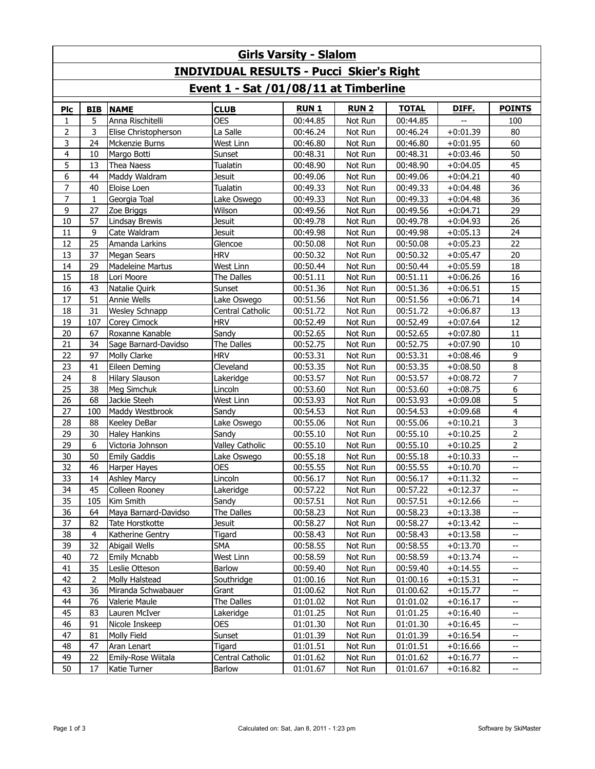# Girls Varsity - Slalom

## INDIVIDUAL RESULTS - Pucci Skier's Right

### Event 1 - Sat /01/08/11 at Timberline

| Plc | BIB | NAME | CLUB | RUN 1 | RUN 2 | TOTAL | DIFF. | POINTS |
|---|---|---|---|---|---|---|---|---|
| 1 | 5 | Anna Rischitelli | OES | 00:44.85 | Not Run | 00:44.85 | -- | 100 |
| 2 | 3 | Elise Christopherson | La Salle | 00:46.24 | Not Run | 00:46.24 | +0:01.39 | 80 |
| 3 | 24 | Mckenzie Burns | West Linn | 00:46.80 | Not Run | 00:46.80 | +0:01.95 | 60 |
| 4 | 10 | Margo Botti | Sunset | 00:48.31 | Not Run | 00:48.31 | +0:03.46 | 50 |
| 5 | 13 | Thea Naess | Tualatin | 00:48.90 | Not Run | 00:48.90 | +0:04.05 | 45 |
| 6 | 44 | Maddy Waldram | Jesuit | 00:49.06 | Not Run | 00:49.06 | +0:04.21 | 40 |
| 7 | 40 | Eloise Loen | Tualatin | 00:49.33 | Not Run | 00:49.33 | +0:04.48 | 36 |
| 7 | 1 | Georgia Toal | Lake Oswego | 00:49.33 | Not Run | 00:49.33 | +0:04.48 | 36 |
| 9 | 27 | Zoe Briggs | Wilson | 00:49.56 | Not Run | 00:49.56 | +0:04.71 | 29 |
| 10 | 57 | Lindsay Brewis | Jesuit | 00:49.78 | Not Run | 00:49.78 | +0:04.93 | 26 |
| 11 | 9 | Cate Waldram | Jesuit | 00:49.98 | Not Run | 00:49.98 | +0:05.13 | 24 |
| 12 | 25 | Amanda Larkins | Glencoe | 00:50.08 | Not Run | 00:50.08 | +0:05.23 | 22 |
| 13 | 37 | Megan Sears | HRV | 00:50.32 | Not Run | 00:50.32 | +0:05.47 | 20 |
| 14 | 29 | Madeleine Martus | West Linn | 00:50.44 | Not Run | 00:50.44 | +0:05.59 | 18 |
| 15 | 18 | Lori Moore | The Dalles | 00:51.11 | Not Run | 00:51.11 | +0:06.26 | 16 |
| 16 | 43 | Natalie Quirk | Sunset | 00:51.36 | Not Run | 00:51.36 | +0:06.51 | 15 |
| 17 | 51 | Annie Wells | Lake Oswego | 00:51.56 | Not Run | 00:51.56 | +0:06.71 | 14 |
| 18 | 31 | Wesley Schnapp | Central Catholic | 00:51.72 | Not Run | 00:51.72 | +0:06.87 | 13 |
| 19 | 107 | Corey Cimock | HRV | 00:52.49 | Not Run | 00:52.49 | +0:07.64 | 12 |
| 20 | 67 | Roxanne Kanable | Sandy | 00:52.65 | Not Run | 00:52.65 | +0:07.80 | 11 |
| 21 | 34 | Sage Barnard-Davidso | The Dalles | 00:52.75 | Not Run | 00:52.75 | +0:07.90 | 10 |
| 22 | 97 | Molly Clarke | HRV | 00:53.31 | Not Run | 00:53.31 | +0:08.46 | 9 |
| 23 | 41 | Eileen Deming | Cleveland | 00:53.35 | Not Run | 00:53.35 | +0:08.50 | 8 |
| 24 | 8 | Hilary Slauson | Lakeridge | 00:53.57 | Not Run | 00:53.57 | +0:08.72 | 7 |
| 25 | 38 | Meg Simchuk | Lincoln | 00:53.60 | Not Run | 00:53.60 | +0:08.75 | 6 |
| 26 | 68 | Jackie Steeh | West Linn | 00:53.93 | Not Run | 00:53.93 | +0:09.08 | 5 |
| 27 | 100 | Maddy Westbrook | Sandy | 00:54.53 | Not Run | 00:54.53 | +0:09.68 | 4 |
| 28 | 88 | Keeley DeBar | Lake Oswego | 00:55.06 | Not Run | 00:55.06 | +0:10.21 | 3 |
| 29 | 30 | Haley Hankins | Sandy | 00:55.10 | Not Run | 00:55.10 | +0:10.25 | 2 |
| 29 | 6 | Victoria Johnson | Valley Catholic | 00:55.10 | Not Run | 00:55.10 | +0:10.25 | 2 |
| 30 | 50 | Emily Gaddis | Lake Oswego | 00:55.18 | Not Run | 00:55.18 | +0:10.33 | -- |
| 32 | 46 | Harper Hayes | OES | 00:55.55 | Not Run | 00:55.55 | +0:10.70 | -- |
| 33 | 14 | Ashley Marcy | Lincoln | 00:56.17 | Not Run | 00:56.17 | +0:11.32 | -- |
| 34 | 45 | Colleen Rooney | Lakeridge | 00:57.22 | Not Run | 00:57.22 | +0:12.37 | -- |
| 35 | 105 | Kim Smith | Sandy | 00:57.51 | Not Run | 00:57.51 | +0:12.66 | -- |
| 36 | 64 | Maya Barnard-Davidso | The Dalles | 00:58.23 | Not Run | 00:58.23 | +0:13.38 | -- |
| 37 | 82 | Tate Horstkotte | Jesuit | 00:58.27 | Not Run | 00:58.27 | +0:13.42 | -- |
| 38 | 4 | Katherine Gentry | Tigard | 00:58.43 | Not Run | 00:58.43 | +0:13.58 | -- |
| 39 | 32 | Abigail Wells | SMA | 00:58.55 | Not Run | 00:58.55 | +0:13.70 | -- |
| 40 | 72 | Emily Mcnabb | West Linn | 00:58.59 | Not Run | 00:58.59 | +0:13.74 | -- |
| 41 | 35 | Leslie Otteson | Barlow | 00:59.40 | Not Run | 00:59.40 | +0:14.55 | -- |
| 42 | 2 | Molly Halstead | Southridge | 01:00.16 | Not Run | 01:00.16 | +0:15.31 | -- |
| 43 | 36 | Miranda Schwabauer | Grant | 01:00.62 | Not Run | 01:00.62 | +0:15.77 | -- |
| 44 | 76 | Valerie Maule | The Dalles | 01:01.02 | Not Run | 01:01.02 | +0:16.17 | -- |
| 45 | 83 | Lauren McIver | Lakeridge | 01:01.25 | Not Run | 01:01.25 | +0:16.40 | -- |
| 46 | 91 | Nicole Inskeep | OES | 01:01.30 | Not Run | 01:01.30 | +0:16.45 | -- |
| 47 | 81 | Molly Field | Sunset | 01:01.39 | Not Run | 01:01.39 | +0:16.54 | -- |
| 48 | 47 | Aran Lenart | Tigard | 01:01.51 | Not Run | 01:01.51 | +0:16.66 | -- |
| 49 | 22 | Emily-Rose Wiitala | Central Catholic | 01:01.62 | Not Run | 01:01.62 | +0:16.77 | -- |
| 50 | 17 | Katie Turner | Barlow | 01:01.67 | Not Run | 01:01.67 | +0:16.82 | -- |

Calculated on: Sat, Jan 8, 2011 - 1:23 pm

Software by SkiMaster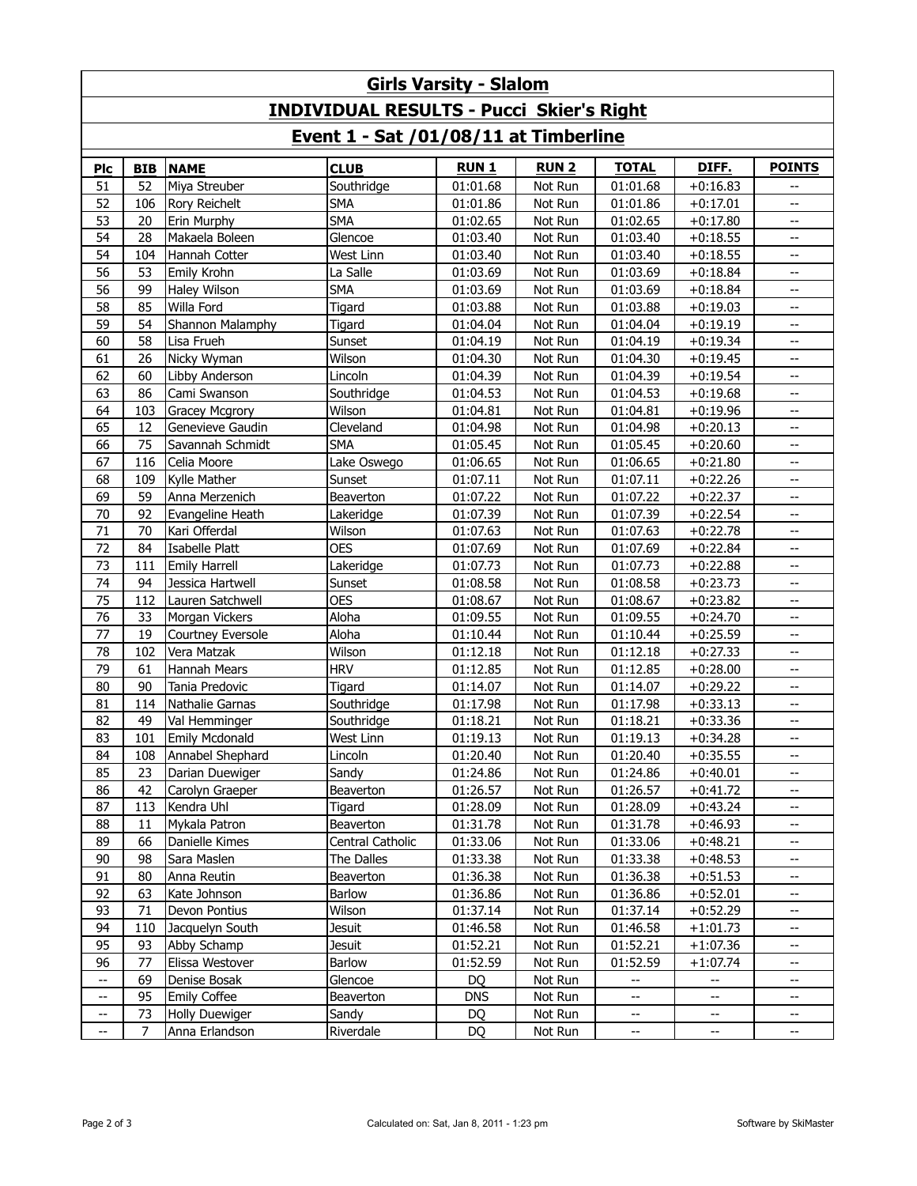## Girls Varsity - Slalom

## INDIVIDUAL RESULTS - Pucci Skier's Right

## Event 1 - Sat /01/08/11 at Timberline

| Plc | BIB | NAME | CLUB | RUN 1 | RUN 2 | TOTAL | DIFF. | POINTS |
|---|---|---|---|---|---|---|---|---|
| 51 | 52 | Miya Streuber | Southridge | 01:01.68 | Not Run | 01:01.68 | +0:16.83 | -- |
| 52 | 106 | Rory Reichelt | SMA | 01:01.86 | Not Run | 01:01.86 | +0:17.01 | -- |
| 53 | 20 | Erin Murphy | SMA | 01:02.65 | Not Run | 01:02.65 | +0:17.80 | -- |
| 54 | 28 | Makaela Boleen | Glencoe | 01:03.40 | Not Run | 01:03.40 | +0:18.55 | -- |
| 54 | 104 | Hannah Cotter | West Linn | 01:03.40 | Not Run | 01:03.40 | +0:18.55 | -- |
| 56 | 53 | Emily Krohn | La Salle | 01:03.69 | Not Run | 01:03.69 | +0:18.84 | -- |
| 56 | 99 | Haley Wilson | SMA | 01:03.69 | Not Run | 01:03.69 | +0:18.84 | -- |
| 58 | 85 | Willa Ford | Tigard | 01:03.88 | Not Run | 01:03.88 | +0:19.03 | -- |
| 59 | 54 | Shannon Malamphy | Tigard | 01:04.04 | Not Run | 01:04.04 | +0:19.19 | -- |
| 60 | 58 | Lisa Frueh | Sunset | 01:04.19 | Not Run | 01:04.19 | +0:19.34 | -- |
| 61 | 26 | Nicky Wyman | Wilson | 01:04.30 | Not Run | 01:04.30 | +0:19.45 | -- |
| 62 | 60 | Libby Anderson | Lincoln | 01:04.39 | Not Run | 01:04.39 | +0:19.54 | -- |
| 63 | 86 | Cami Swanson | Southridge | 01:04.53 | Not Run | 01:04.53 | +0:19.68 | -- |
| 64 | 103 | Gracey Mcgrory | Wilson | 01:04.81 | Not Run | 01:04.81 | +0:19.96 | -- |
| 65 | 12 | Genevieve Gaudin | Cleveland | 01:04.98 | Not Run | 01:04.98 | +0:20.13 | -- |
| 66 | 75 | Savannah Schmidt | SMA | 01:05.45 | Not Run | 01:05.45 | +0:20.60 | -- |
| 67 | 116 | Celia Moore | Lake Oswego | 01:06.65 | Not Run | 01:06.65 | +0:21.80 | -- |
| 68 | 109 | Kylle Mather | Sunset | 01:07.11 | Not Run | 01:07.11 | +0:22.26 | -- |
| 69 | 59 | Anna Merzenich | Beaverton | 01:07.22 | Not Run | 01:07.22 | +0:22.37 | -- |
| 70 | 92 | Evangeline Heath | Lakeridge | 01:07.39 | Not Run | 01:07.39 | +0:22.54 | -- |
| 71 | 70 | Kari Offerdal | Wilson | 01:07.63 | Not Run | 01:07.63 | +0:22.78 | -- |
| 72 | 84 | Isabelle Platt | OES | 01:07.69 | Not Run | 01:07.69 | +0:22.84 | -- |
| 73 | 111 | Emily Harrell | Lakeridge | 01:07.73 | Not Run | 01:07.73 | +0:22.88 | -- |
| 74 | 94 | Jessica Hartwell | Sunset | 01:08.58 | Not Run | 01:08.58 | +0:23.73 | -- |
| 75 | 112 | Lauren Satchwell | OES | 01:08.67 | Not Run | 01:08.67 | +0:23.82 | -- |
| 76 | 33 | Morgan Vickers | Aloha | 01:09.55 | Not Run | 01:09.55 | +0:24.70 | -- |
| 77 | 19 | Courtney Eversole | Aloha | 01:10.44 | Not Run | 01:10.44 | +0:25.59 | -- |
| 78 | 102 | Vera Matzak | Wilson | 01:12.18 | Not Run | 01:12.18 | +0:27.33 | -- |
| 79 | 61 | Hannah Mears | HRV | 01:12.85 | Not Run | 01:12.85 | +0:28.00 | -- |
| 80 | 90 | Tania Predovic | Tigard | 01:14.07 | Not Run | 01:14.07 | +0:29.22 | -- |
| 81 | 114 | Nathalie Garnas | Southridge | 01:17.98 | Not Run | 01:17.98 | +0:33.13 | -- |
| 82 | 49 | Val Hemminger | Southridge | 01:18.21 | Not Run | 01:18.21 | +0:33.36 | -- |
| 83 | 101 | Emily Mcdonald | West Linn | 01:19.13 | Not Run | 01:19.13 | +0:34.28 | -- |
| 84 | 108 | Annabel Shephard | Lincoln | 01:20.40 | Not Run | 01:20.40 | +0:35.55 | -- |
| 85 | 23 | Darian Duewiger | Sandy | 01:24.86 | Not Run | 01:24.86 | +0:40.01 | -- |
| 86 | 42 | Carolyn Graeper | Beaverton | 01:26.57 | Not Run | 01:26.57 | +0:41.72 | -- |
| 87 | 113 | Kendra Uhl | Tigard | 01:28.09 | Not Run | 01:28.09 | +0:43.24 | -- |
| 88 | 11 | Mykala Patron | Beaverton | 01:31.78 | Not Run | 01:31.78 | +0:46.93 | -- |
| 89 | 66 | Danielle Kimes | Central Catholic | 01:33.06 | Not Run | 01:33.06 | +0:48.21 | -- |
| 90 | 98 | Sara Maslen | The Dalles | 01:33.38 | Not Run | 01:33.38 | +0:48.53 | -- |
| 91 | 80 | Anna Reutin | Beaverton | 01:36.38 | Not Run | 01:36.38 | +0:51.53 | -- |
| 92 | 63 | Kate Johnson | Barlow | 01:36.86 | Not Run | 01:36.86 | +0:52.01 | -- |
| 93 | 71 | Devon Pontius | Wilson | 01:37.14 | Not Run | 01:37.14 | +0:52.29 | -- |
| 94 | 110 | Jacquelyn South | Jesuit | 01:46.58 | Not Run | 01:46.58 | +1:01.73 | -- |
| 95 | 93 | Abby Schamp | Jesuit | 01:52.21 | Not Run | 01:52.21 | +1:07.36 | -- |
| 96 | 77 | Elissa Westover | Barlow | 01:52.59 | Not Run | 01:52.59 | +1:07.74 | -- |
| -- | 69 | Denise Bosak | Glencoe | DQ | Not Run | -- | -- | -- |
| -- | 95 | Emily Coffee | Beaverton | DNS | Not Run | -- | -- | -- |
| -- | 73 | Holly Duewiger | Sandy | DQ | Not Run | -- | -- | -- |
| -- | 7 | Anna Erlandson | Riverdale | DQ | Not Run | -- | -- | -- |

Calculated on: Sat, Jan 8, 2011 - 1:23 pm

Software by SkiMaster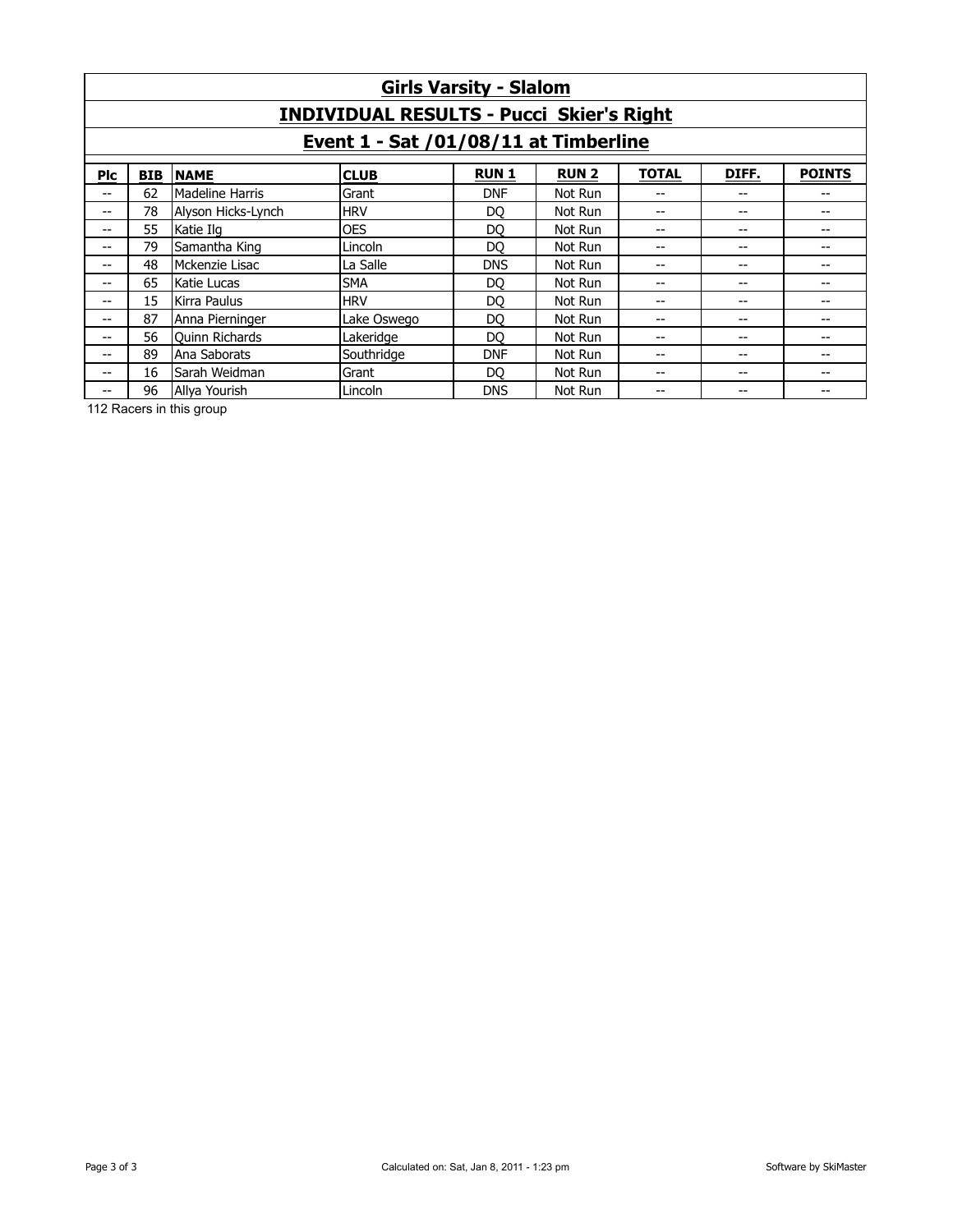## Girls Varsity - Slalom

## INDIVIDUAL RESULTS - Pucci Skier's Right

## Event 1 - Sat /01/08/11 at Timberline

| Plc | BIB | NAME | CLUB | RUN 1 | RUN 2 | TOTAL | DIFF. | POINTS |
|---|---|---|---|---|---|---|---|---|
| -- | 62 | Madeline Harris | Grant | DNF | Not Run | -- | -- | -- |
| -- | 78 | Alyson Hicks-Lynch | HRV | DQ | Not Run | -- | -- | -- |
| -- | 55 | Katie Ilg | OES | DQ | Not Run | -- | -- | -- |
| -- | 79 | Samantha King | Lincoln | DQ | Not Run | -- | -- | -- |
| -- | 48 | Mckenzie Lisac | La Salle | DNS | Not Run | -- | -- | -- |
| -- | 65 | Katie Lucas | SMA | DQ | Not Run | -- | -- | -- |
| -- | 15 | Kirra Paulus | HRV | DQ | Not Run | -- | -- | -- |
| -- | 87 | Anna Pierninger | Lake Oswego | DQ | Not Run | -- | -- | -- |
| -- | 56 | Quinn Richards | Lakeridge | DQ | Not Run | -- | -- | -- |
| -- | 89 | Ana Saborats | Southridge | DNF | Not Run | -- | -- | -- |
| -- | 16 | Sarah Weidman | Grant | DQ | Not Run | -- | -- | -- |
| -- | 96 | Allya Yourish | Lincoln | DNS | Not Run | -- | -- | -- |

112 Racers in this group

Calculated on: Sat, Jan 8, 2011 - 1:23 pm

Software by SkiMaster